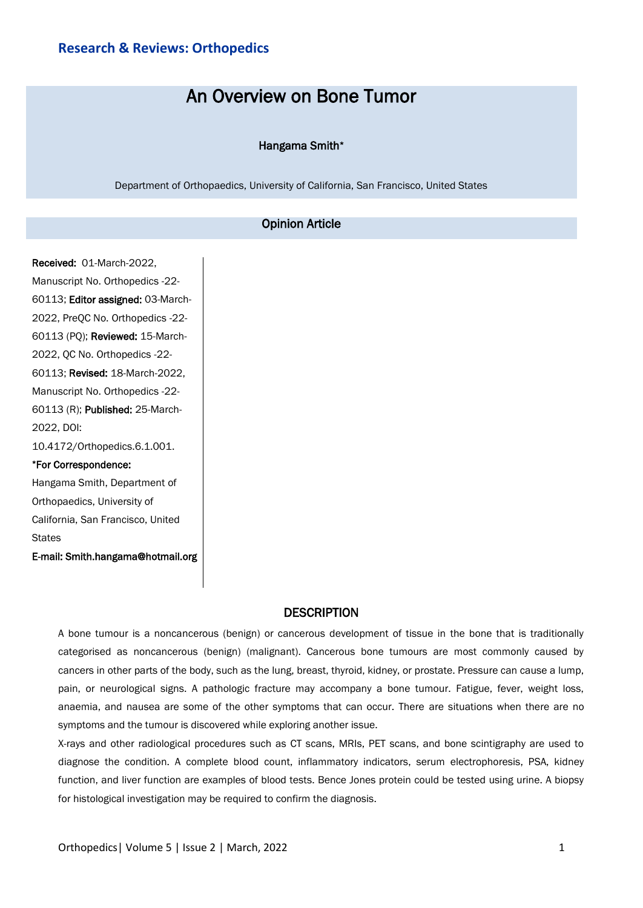**Research & Reviews: Orthopedics**

# An Overview on Bone Tumor

**Hangama Smith***

Department of Orthopaedics, University of California, San Francisco, United States

## Opinion Article

**Received:** 01-March-2022, Manuscript No. Orthopedics -22-60113; **Editor assigned:** 03-March-2022, PreQC No. Orthopedics -22-60113 (PQ); **Reviewed:** 15-March-2022, QC No. Orthopedics -22-60113; **Revised:** 18-March-2022, Manuscript No. Orthopedics -22-60113 (R); **Published:** 25-March-2022, DOI: 10.4172/Orthopedics.6.1.001.

***For Correspondence:**

Hangama Smith, Department of Orthopaedics, University of California, San Francisco, United States

**E-mail: Smith.hangama@hotmail.org**

## DESCRIPTION

A bone tumour is a noncancerous (benign) or cancerous development of tissue in the bone that is traditionally categorised as noncancerous (benign) (malignant). Cancerous bone tumours are most commonly caused by cancers in other parts of the body, such as the lung, breast, thyroid, kidney, or prostate. Pressure can cause a lump, pain, or neurological signs. A pathologic fracture may accompany a bone tumour. Fatigue, fever, weight loss, anaemia, and nausea are some of the other symptoms that can occur. There are situations when there are no symptoms and the tumour is discovered while exploring another issue.

X-rays and other radiological procedures such as CT scans, MRIs, PET scans, and bone scintigraphy are used to diagnose the condition. A complete blood count, inflammatory indicators, serum electrophoresis, PSA, kidney function, and liver function are examples of blood tests. Bence Jones protein could be tested using urine. A biopsy for histological investigation may be required to confirm the diagnosis.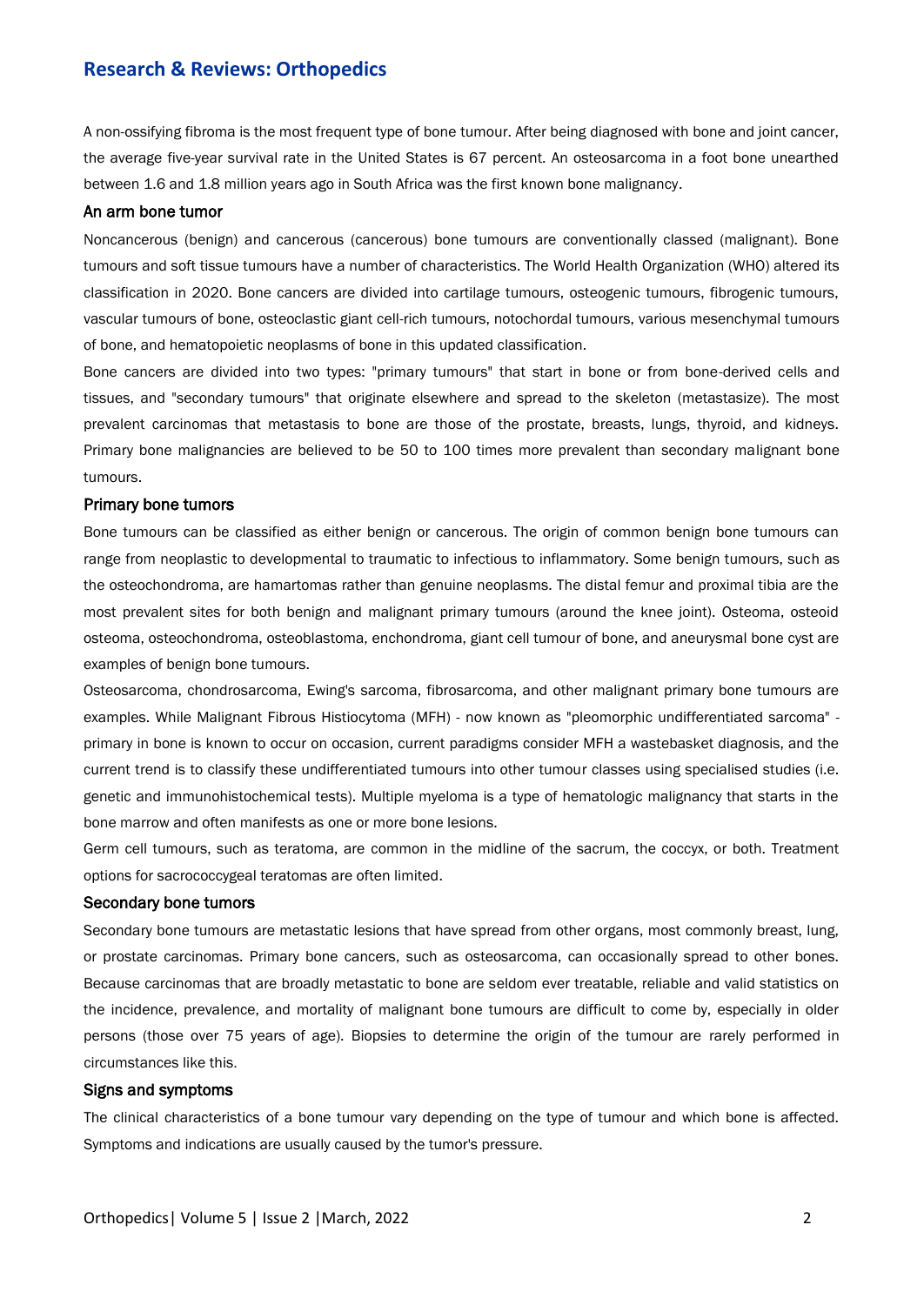A non-ossifying fibroma is the most frequent type of bone tumour. After being diagnosed with bone and joint cancer, the average five-year survival rate in the United States is 67 percent. An osteosarcoma in a foot bone unearthed between 1.6 and 1.8 million years ago in South Africa was the first known bone malignancy.

## An arm bone tumor

Noncancerous (benign) and cancerous (cancerous) bone tumours are conventionally classed (malignant). Bone tumours and soft tissue tumours have a number of characteristics. The World Health Organization (WHO) altered its classification in 2020. Bone cancers are divided into cartilage tumours, osteogenic tumours, fibrogenic tumours, vascular tumours of bone, osteoclastic giant cell-rich tumours, notochordal tumours, various mesenchymal tumours of bone, and hematopoietic neoplasms of bone in this updated classification.

Bone cancers are divided into two types: "primary tumours" that start in bone or from bone-derived cells and tissues, and "secondary tumours" that originate elsewhere and spread to the skeleton (metastasize). The most prevalent carcinomas that metastasis to bone are those of the prostate, breasts, lungs, thyroid, and kidneys. Primary bone malignancies are believed to be 50 to 100 times more prevalent than secondary malignant bone tumours.

## Primary bone tumors

Bone tumours can be classified as either benign or cancerous. The origin of common benign bone tumours can range from neoplastic to developmental to traumatic to infectious to inflammatory. Some benign tumours, such as the osteochondroma, are hamartomas rather than genuine neoplasms. The distal femur and proximal tibia are the most prevalent sites for both benign and malignant primary tumours (around the knee joint). Osteoma, osteoid osteoma, osteochondroma, osteoblastoma, enchondroma, giant cell tumour of bone, and aneurysmal bone cyst are examples of benign bone tumours.

Osteosarcoma, chondrosarcoma, Ewing's sarcoma, fibrosarcoma, and other malignant primary bone tumours are examples. While Malignant Fibrous Histiocytoma (MFH) - now known as "pleomorphic undifferentiated sarcoma" - primary in bone is known to occur on occasion, current paradigms consider MFH a wastebasket diagnosis, and the current trend is to classify these undifferentiated tumours into other tumour classes using specialised studies (i.e. genetic and immunohistochemical tests). Multiple myeloma is a type of hematologic malignancy that starts in the bone marrow and often manifests as one or more bone lesions.

Germ cell tumours, such as teratoma, are common in the midline of the sacrum, the coccyx, or both. Treatment options for sacrococcygeal teratomas are often limited.

## Secondary bone tumors

Secondary bone tumours are metastatic lesions that have spread from other organs, most commonly breast, lung, or prostate carcinomas. Primary bone cancers, such as osteosarcoma, can occasionally spread to other bones. Because carcinomas that are broadly metastatic to bone are seldom ever treatable, reliable and valid statistics on the incidence, prevalence, and mortality of malignant bone tumours are difficult to come by, especially in older persons (those over 75 years of age). Biopsies to determine the origin of the tumour are rarely performed in circumstances like this.

## Signs and symptoms

The clinical characteristics of a bone tumour vary depending on the type of tumour and which bone is affected. Symptoms and indications are usually caused by the tumor's pressure.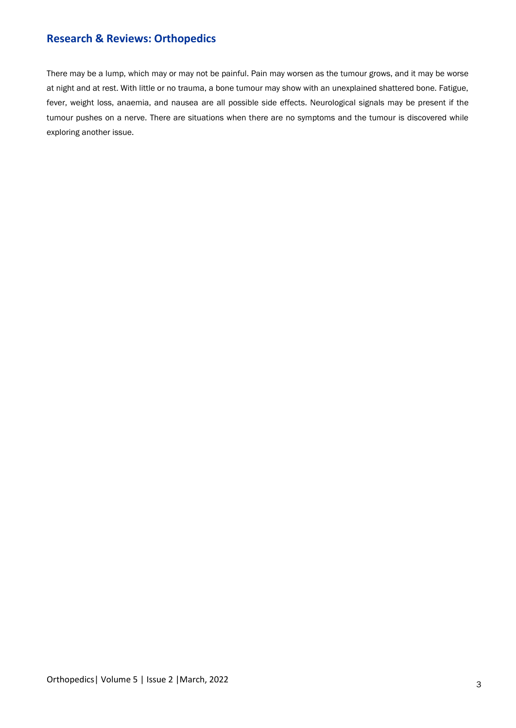There may be a lump, which may or may not be painful. Pain may worsen as the tumour grows, and it may be worse at night and at rest. With little or no trauma, a bone tumour may show with an unexplained shattered bone. Fatigue, fever, weight loss, anaemia, and nausea are all possible side effects. Neurological signals may be present if the tumour pushes on a nerve. There are situations when there are no symptoms and the tumour is discovered while exploring another issue.